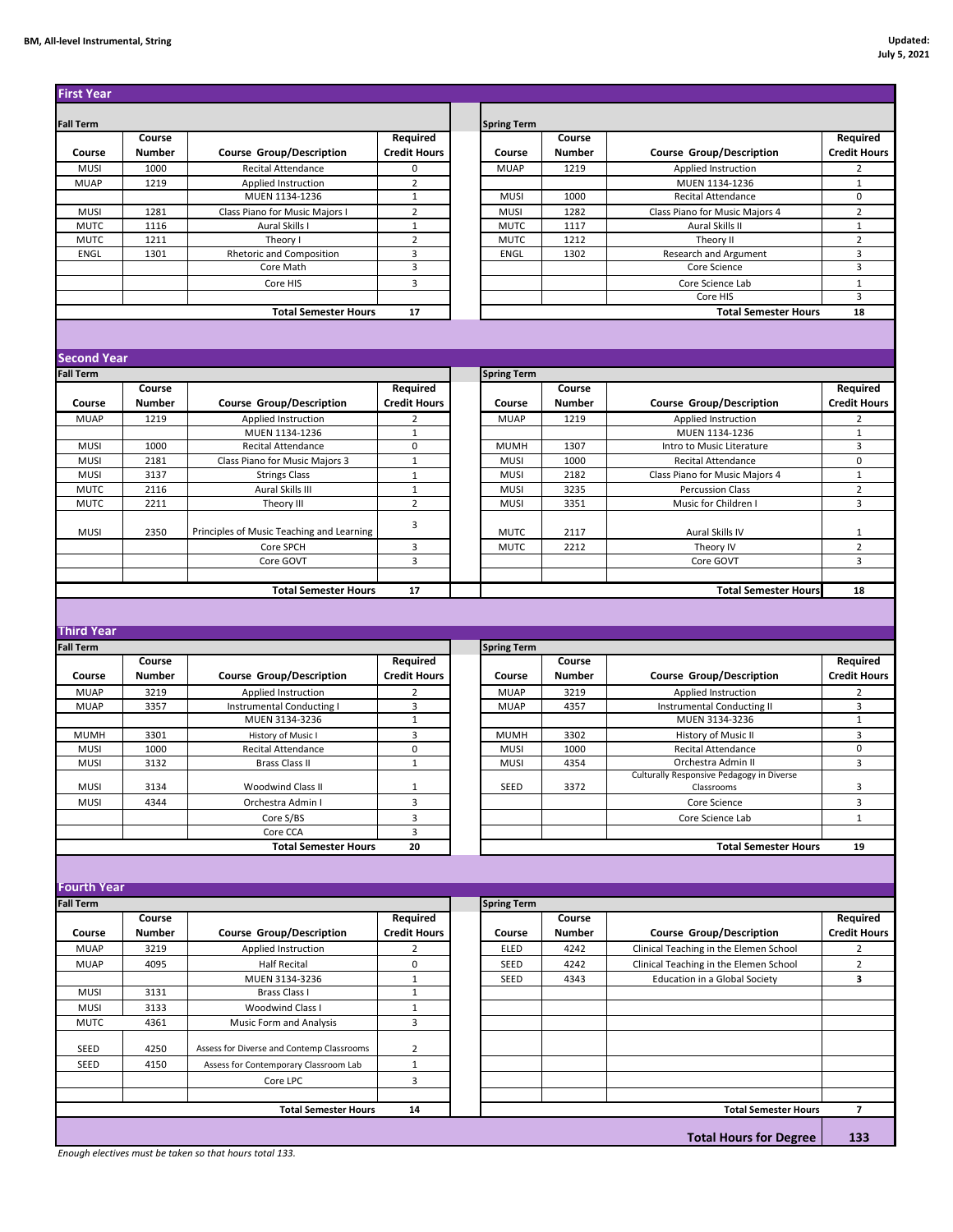**BM, All-level Instrumental, String**

**Updated: July 5, 2021**

## First Year

| Fall Term | | | | | Spring Term | | | |
|---|---|---|---|---|---|---|---|---|
| Course | Course Number | Course Group/Description | Required Credit Hours | | Course | Course Number | Course Group/Description | Required Credit Hours |
| MUSI | 1000 | Recital Attendance | 0 | | MUAP | 1219 | Applied Instruction | 2 |
| MUAP | 1219 | Applied Instruction | 2 | | | | MUEN 1134-1236 | 1 |
| | | MUEN 1134-1236 | 1 | | MUSI | 1000 | Recital Attendance | 0 |
| MUSI | 1281 | Class Piano for Music Majors I | 2 | | MUSI | 1282 | Class Piano for Music Majors 4 | 2 |
| MUTC | 1116 | Aural Skills I | 1 | | MUTC | 1117 | Aural Skills II | 1 |
| MUTC | 1211 | Theory I | 2 | | MUTC | 1212 | Theory II | 2 |
| ENGL | 1301 | Rhetoric and Composition | 3 | | ENGL | 1302 | Research and Argument | 3 |
| | | Core Math | 3 | | | | Core Science | 3 |
| | | Core HIS | 3 | | | | Core Science Lab | 1 |
| | | | | | | | Core HIS | 3 |
| | | **Total Semester Hours** | **17** | | | | **Total Semester Hours** | **18** |

## Second Year

| Fall Term | | | | | Spring Term | | | |
|---|---|---|---|---|---|---|---|---|
| Course | Course Number | Course Group/Description | Required Credit Hours | | Course | Course Number | Course Group/Description | Required Credit Hours |
| MUAP | 1219 | Applied Instruction | 2 | | MUAP | 1219 | Applied Instruction | 2 |
| | | MUEN 1134-1236 | 1 | | | | MUEN 1134-1236 | 1 |
| MUSI | 1000 | Recital Attendance | 0 | | MUMH | 1307 | Intro to Music Literature | 3 |
| MUSI | 2181 | Class Piano for Music Majors 3 | 1 | | MUSI | 1000 | Recital Attendance | 0 |
| MUSI | 3137 | Strings Class | 1 | | MUSI | 2182 | Class Piano for Music Majors 4 | 1 |
| MUTC | 2116 | Aural Skills III | 1 | | MUSI | 3235 | Percussion Class | 2 |
| MUTC | 2211 | Theory III | 2 | | MUSI | 3351 | Music for Children I | 3 |
| MUSI | 2350 | Principles of Music Teaching and Learning | 3 | | MUTC | 2117 | Aural Skills IV | 1 |
| | | Core SPCH | 3 | | MUTC | 2212 | Theory IV | 2 |
| | | Core GOVT | 3 | | | | Core GOVT | 3 |
| | | **Total Semester Hours** | **17** | | | | **Total Semester Hours** | **18** |

## Third Year

| Fall Term | | | | | Spring Term | | | |
|---|---|---|---|---|---|---|---|---|
| Course | Course Number | Course Group/Description | Required Credit Hours | | Course | Course Number | Course Group/Description | Required Credit Hours |
| MUAP | 3219 | Applied Instruction | 2 | | MUAP | 3219 | Applied Instruction | 2 |
| MUAP | 3357 | Instrumental Conducting I | 3 | | MUAP | 4357 | Instrumental Conducting II | 3 |
| | | MUEN 3134-3236 | 1 | | | | MUEN 3134-3236 | 1 |
| MUMH | 3301 | History of Music I | 3 | | MUMH | 3302 | History of Music II | 3 |
| MUSI | 1000 | Recital Attendance | 0 | | MUSI | 1000 | Recital Attendance | 0 |
| MUSI | 3132 | Brass Class II | 1 | | MUSI | 4354 | Orchestra Admin II | 3 |
| MUSI | 3134 | Woodwind Class II | 1 | | SEED | 3372 | Culturally Responsive Pedagogy in Diverse Classrooms | 3 |
| MUSI | 4344 | Orchestra Admin I | 3 | | | | Core Science | 3 |
| | | Core S/BS | 3 | | | | Core Science Lab | 1 |
| | | Core CCA | 3 | | | | | |
| | | **Total Semester Hours** | **20** | | | | **Total Semester Hours** | **19** |

## Fourth Year

| Fall Term | | | | | Spring Term | | | |
|---|---|---|---|---|---|---|---|---|
| Course | Course Number | Course Group/Description | Required Credit Hours | | Course | Course Number | Course Group/Description | Required Credit Hours |
| MUAP | 3219 | Applied Instruction | 2 | | ELED | 4242 | Clinical Teaching in the Elemen School | 2 |
| MUAP | 4095 | Half Recital | 0 | | SEED | 4242 | Clinical Teaching in the Elemen School | 2 |
| | | MUEN 3134-3236 | 1 | | SEED | 4343 | Education in a Global Society | **3** |
| MUSI | 3131 | Brass Class I | 1 | | | | | |
| MUSI | 3133 | Woodwind Class I | 1 | | | | | |
| MUTC | 4361 | Music Form and Analysis | 3 | | | | | |
| SEED | 4250 | Assess for Diverse and Contemp Classrooms | 2 | | | | | |
| SEED | 4150 | Assess for Contemporary Classroom Lab | 1 | | | | | |
| | | Core LPC | 3 | | | | | |
| | | **Total Semester Hours** | **14** | | | | **Total Semester Hours** | **7** |
| | | | | | | | **Total Hours for Degree** | **133** |

*Enough electives must be taken so that hours total 133.*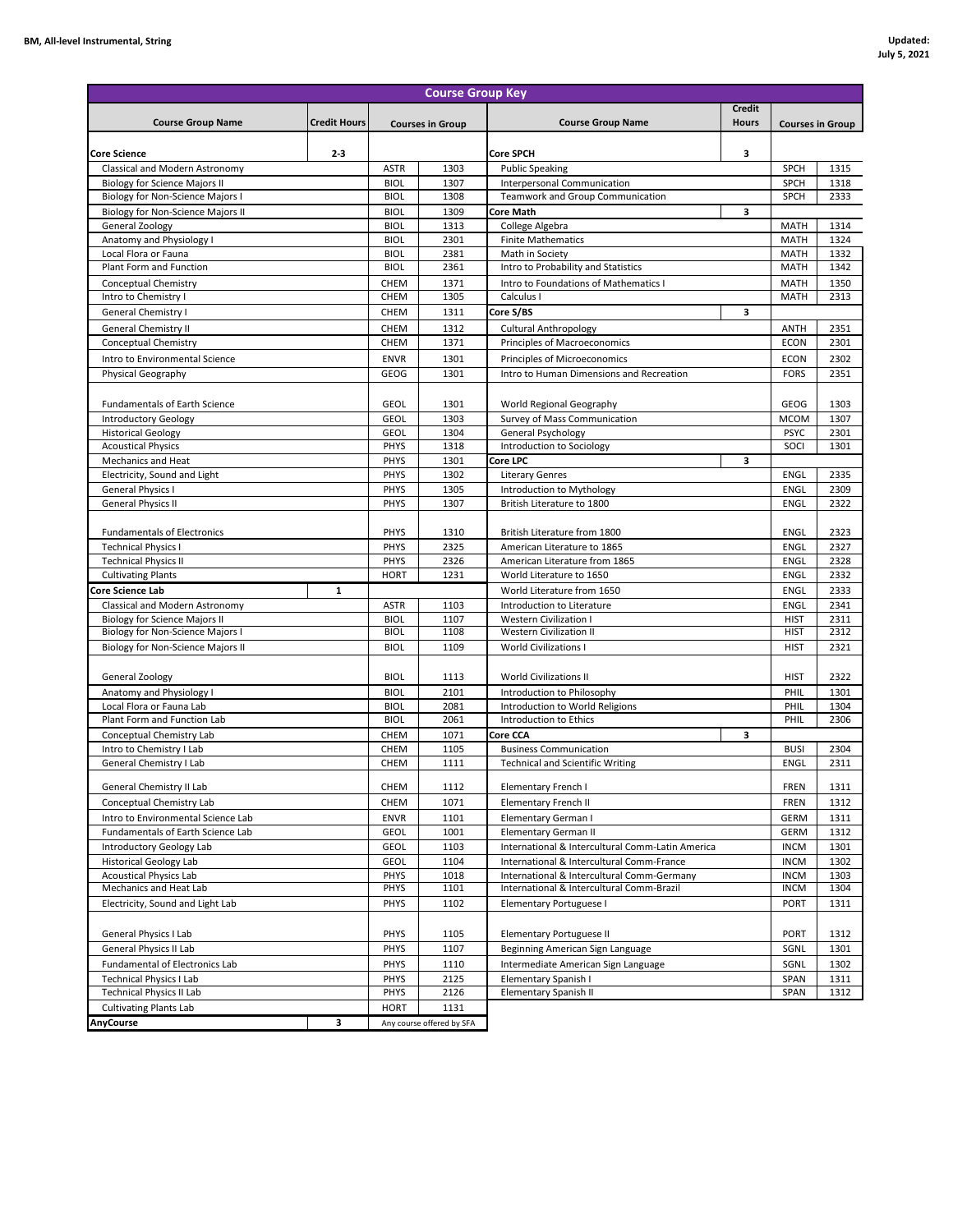**BM, All-level Instrumental, String**

**Updated: July 5, 2021**

## Course Group Key

| Course Group Name | Credit Hours | Courses in Group | | Course Group Name | Credit Hours | Courses in Group | |
|---|---|---|---|---|---|---|---|
| **Core Science** | **2-3** | | | **Core SPCH** | **3** | | |
| Classical and Modern Astronomy | | ASTR | 1303 | Public Speaking | | SPCH | 1315 |
| Biology for Science Majors II | | BIOL | 1307 | Interpersonal Communication | | SPCH | 1318 |
| Biology for Non-Science Majors I | | BIOL | 1308 | Teamwork and Group Communication | | SPCH | 2333 |
| Biology for Non-Science Majors II | | BIOL | 1309 | **Core Math** | **3** | | |
| General Zoology | | BIOL | 1313 | College Algebra | | MATH | 1314 |
| Anatomy and Physiology I | | BIOL | 2301 | Finite Mathematics | | MATH | 1324 |
| Local Flora or Fauna | | BIOL | 2381 | Math in Society | | MATH | 1332 |
| Plant Form and Function | | BIOL | 2361 | Intro to Probability and Statistics | | MATH | 1342 |
| Conceptual Chemistry | | CHEM | 1371 | Intro to Foundations of Mathematics I | | MATH | 1350 |
| Intro to Chemistry I | | CHEM | 1305 | Calculus I | | MATH | 2313 |
| General Chemistry I | | CHEM | 1311 | **Core S/BS** | **3** | | |
| General Chemistry II | | CHEM | 1312 | Cultural Anthropology | | ANTH | 2351 |
| Conceptual Chemistry | | CHEM | 1371 | Principles of Macroeconomics | | ECON | 2301 |
| Intro to Environmental Science | | ENVR | 1301 | Principles of Microeconomics | | ECON | 2302 |
| Physical Geography | | GEOG | 1301 | Intro to Human Dimensions and Recreation | | FORS | 2351 |
| Fundamentals of Earth Science | | GEOL | 1301 | World Regional Geography | | GEOG | 1303 |
| Introductory Geology | | GEOL | 1303 | Survey of Mass Communication | | MCOM | 1307 |
| Historical Geology | | GEOL | 1304 | General Psychology | | PSYC | 2301 |
| Acoustical Physics | | PHYS | 1318 | Introduction to Sociology | | SOCI | 1301 |
| Mechanics and Heat | | PHYS | 1301 | **Core LPC** | **3** | | |
| Electricity, Sound and Light | | PHYS | 1302 | Literary Genres | | ENGL | 2335 |
| General Physics I | | PHYS | 1305 | Introduction to Mythology | | ENGL | 2309 |
| General Physics II | | PHYS | 1307 | British Literature to 1800 | | ENGL | 2322 |
| Fundamentals of Electronics | | PHYS | 1310 | British Literature from 1800 | | ENGL | 2323 |
| Technical Physics I | | PHYS | 2325 | American Literature to 1865 | | ENGL | 2327 |
| Technical Physics II | | PHYS | 2326 | American Literature from 1865 | | ENGL | 2328 |
| Cultivating Plants | | HORT | 1231 | World Literature to 1650 | | ENGL | 2332 |
| **Core Science Lab** | **1** | | | World Literature from 1650 | | ENGL | 2333 |
| Classical and Modern Astronomy | | ASTR | 1103 | Introduction to Literature | | ENGL | 2341 |
| Biology for Science Majors II | | BIOL | 1107 | Western Civilization I | | HIST | 2311 |
| Biology for Non-Science Majors I | | BIOL | 1108 | Western Civilization II | | HIST | 2312 |
| Biology for Non-Science Majors II | | BIOL | 1109 | World Civilizations I | | HIST | 2321 |
| General Zoology | | BIOL | 1113 | World Civilizations II | | HIST | 2322 |
| Anatomy and Physiology I | | BIOL | 2101 | Introduction to Philosophy | | PHIL | 1301 |
| Local Flora or Fauna Lab | | BIOL | 2081 | Introduction to World Religions | | PHIL | 1304 |
| Plant Form and Function Lab | | BIOL | 2061 | Introduction to Ethics | | PHIL | 2306 |
| Conceptual Chemistry Lab | | CHEM | 1071 | **Core CCA** | **3** | | |
| Intro to Chemistry I Lab | | CHEM | 1105 | Business Communication | | BUSI | 2304 |
| General Chemistry I Lab | | CHEM | 1111 | Technical and Scientific Writing | | ENGL | 2311 |
| General Chemistry II Lab | | CHEM | 1112 | Elementary French I | | FREN | 1311 |
| Conceptual Chemistry Lab | | CHEM | 1071 | Elementary French II | | FREN | 1312 |
| Intro to Environmental Science Lab | | ENVR | 1101 | Elementary German I | | GERM | 1311 |
| Fundamentals of Earth Science Lab | | GEOL | 1001 | Elementary German II | | GERM | 1312 |
| Introductory Geology Lab | | GEOL | 1103 | International & Intercultural Comm-Latin America | | INCM | 1301 |
| Historical Geology Lab | | GEOL | 1104 | International & Intercultural Comm-France | | INCM | 1302 |
| Acoustical Physics Lab | | PHYS | 1018 | International & Intercultural Comm-Germany | | INCM | 1303 |
| Mechanics and Heat Lab | | PHYS | 1101 | International & Intercultural Comm-Brazil | | INCM | 1304 |
| Electricity, Sound and Light Lab | | PHYS | 1102 | Elementary Portuguese I | | PORT | 1311 |
| General Physics I Lab | | PHYS | 1105 | Elementary Portuguese II | | PORT | 1312 |
| General Physics II Lab | | PHYS | 1107 | Beginning American Sign Language | | SGNL | 1301 |
| Fundamental of Electronics Lab | | PHYS | 1110 | Intermediate American Sign Language | | SGNL | 1302 |
| Technical Physics I Lab | | PHYS | 2125 | Elementary Spanish I | | SPAN | 1311 |
| Technical Physics II Lab | | PHYS | 2126 | Elementary Spanish II | | SPAN | 1312 |
| Cultivating Plants Lab | | HORT | 1131 | | | | |
| **AnyCourse** | **3** | Any course offered by SFA | | | | | |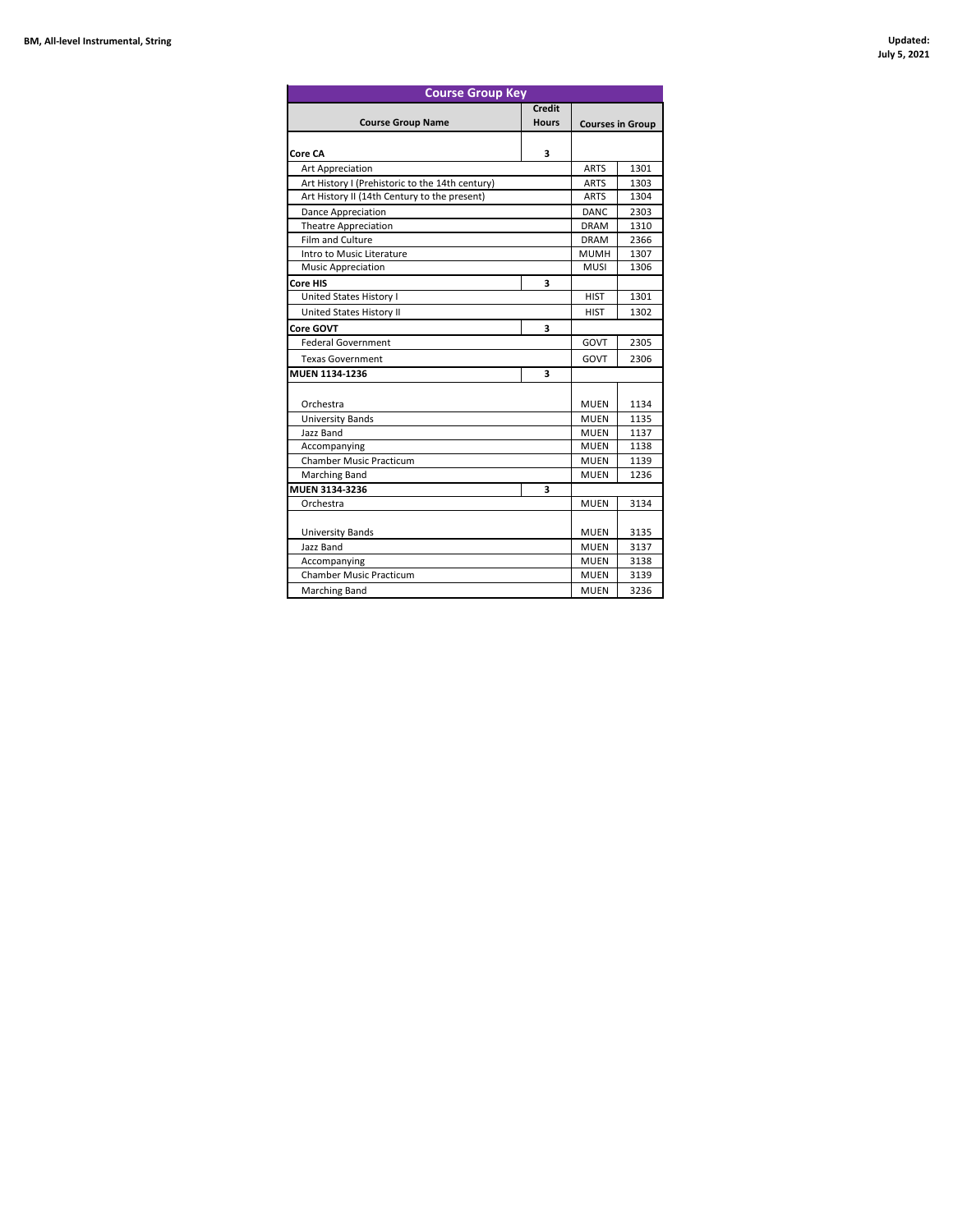## Course Group Key

| Course Group Name | Credit Hours | Courses in Group | |
|---|---|---|---|
| **Core CA** | **3** | | |
| Art Appreciation | | ARTS | 1301 |
| Art History I (Prehistoric to the 14th century) | | ARTS | 1303 |
| Art History II (14th Century to the present) | | ARTS | 1304 |
| Dance Appreciation | | DANC | 2303 |
| Theatre Appreciation | | DRAM | 1310 |
| Film and Culture | | DRAM | 2366 |
| Intro to Music Literature | | MUMH | 1307 |
| Music Appreciation | | MUSI | 1306 |
| **Core HIS** | **3** | | |
| United States History I | | HIST | 1301 |
| United States History II | | HIST | 1302 |
| **Core GOVT** | **3** | | |
| Federal Government | | GOVT | 2305 |
| Texas Government | | GOVT | 2306 |
| **MUEN 1134-1236** | **3** | | |
| Orchestra | | MUEN | 1134 |
| University Bands | | MUEN | 1135 |
| Jazz Band | | MUEN | 1137 |
| Accompanying | | MUEN | 1138 |
| Chamber Music Practicum | | MUEN | 1139 |
| Marching Band | | MUEN | 1236 |
| **MUEN 3134-3236** | **3** | | |
| Orchestra | | MUEN | 3134 |
| University Bands | | MUEN | 3135 |
| Jazz Band | | MUEN | 3137 |
| Accompanying | | MUEN | 3138 |
| Chamber Music Practicum | | MUEN | 3139 |
| Marching Band | | MUEN | 3236 |